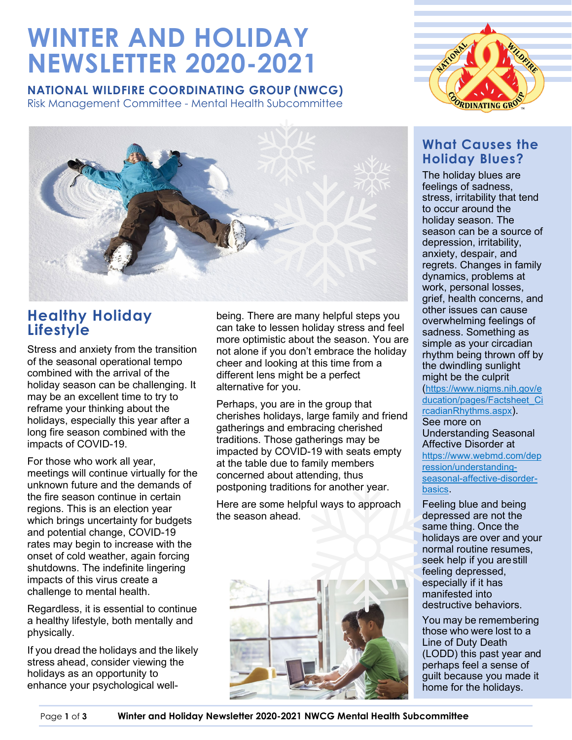# WINTER AND HOLIDAY NEWSLETTER 2020-2021

**NATIONAL WILDFIRE COORDINATING GROUP (NWCG)**
Risk Management Committee - Mental Health Subcommittee

## Healthy Holiday Lifestyle

Stress and anxiety from the transition of the seasonal operational tempo combined with the arrival of the holiday season can be challenging. It may be an excellent time to try to reframe your thinking about the holidays, especially this year after a long fire season combined with the impacts of COVID-19.

For those who work all year, meetings will continue virtually for the unknown future and the demands of the fire season continue in certain regions. This is an election year which brings uncertainty for budgets and potential change, COVID-19 rates may begin to increase with the onset of cold weather, again forcing shutdowns. The indefinite lingering impacts of this virus create a challenge to mental health.

Regardless, it is essential to continue a healthy lifestyle, both mentally and physically.

If you dread the holidays and the likely stress ahead, consider viewing the holidays as an opportunity to enhance your psychological well-being. There are many helpful steps you can take to lessen holiday stress and feel more optimistic about the season. You are not alone if you don't embrace the holiday cheer and looking at this time from a different lens might be a perfect alternative for you.

Perhaps, you are in the group that cherishes holidays, large family and friend gatherings and embracing cherished traditions. Those gatherings may be impacted by COVID-19 with seats empty at the table due to family members concerned about attending, thus postponing traditions for another year.

Here are some helpful ways to approach the season ahead.

## What Causes the Holiday Blues?

The holiday blues are feelings of sadness, stress, irritability that tend to occur around the holiday season. The season can be a source of depression, irritability, anxiety, despair, and regrets. Changes in family dynamics, problems at work, personal losses, grief, health concerns, and other issues can cause overwhelming feelings of sadness. Something as simple as your circadian rhythm being thrown off by the dwindling sunlight might be the culprit (https://www.nigms.nih.gov/education/pages/Factsheet_CircadianRhythms.aspx). See more on Understanding Seasonal Affective Disorder at https://www.webmd.com/depression/understanding-seasonal-affective-disorder-basics.

Feeling blue and being depressed are not the same thing. Once the holidays are over and your normal routine resumes, seek help if you are still feeling depressed, especially if it has manifested into destructive behaviors.

You may be remembering those who were lost to a Line of Duty Death (LODD) this past year and perhaps feel a sense of guilt because you made it home for the holidays.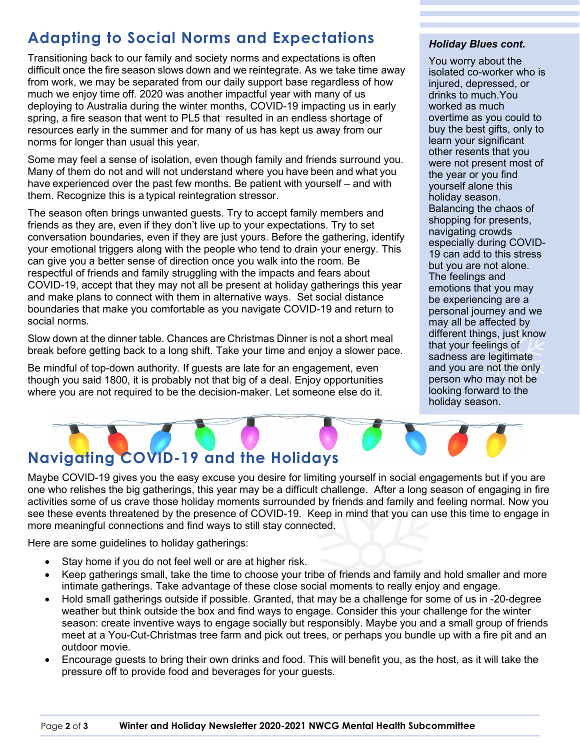## Adapting to Social Norms and Expectations

Transitioning back to our family and society norms and expectations is often difficult once the fire season slows down and we reintegrate. As we take time away from work, we may be separated from our daily support base regardless of how much we enjoy time off. 2020 was another impactful year with many of us deploying to Australia during the winter months, COVID-19 impacting us in early spring, a fire season that went to PL5 that resulted in an endless shortage of resources early in the summer and for many of us has kept us away from our norms for longer than usual this year.

Some may feel a sense of isolation, even though family and friends surround you. Many of them do not and will not understand where you have been and what you have experienced over the past few months. Be patient with yourself – and with them. Recognize this is a typical reintegration stressor.

The season often brings unwanted guests. Try to accept family members and friends as they are, even if they don't live up to your expectations. Try to set conversation boundaries, even if they are just yours. Before the gathering, identify your emotional triggers along with the people who tend to drain your energy. This can give you a better sense of direction once you walk into the room. Be respectful of friends and family struggling with the impacts and fears about COVID-19, accept that they may not all be present at holiday gatherings this year and make plans to connect with them in alternative ways. Set social distance boundaries that make you comfortable as you navigate COVID-19 and return to social norms.

Slow down at the dinner table. Chances are Christmas Dinner is not a short meal break before getting back to a long shift. Take your time and enjoy a slower pace.

Be mindful of top-down authority. If guests are late for an engagement, even though you said 1800, it is probably not that big of a deal. Enjoy opportunities where you are not required to be the decision-maker. Let someone else do it.

***Holiday Blues cont.***

You worry about the isolated co-worker who is injured, depressed, or drinks to much.You worked as much overtime as you could to buy the best gifts, only to learn your significant other resents that you were not present most of the year or you find yourself alone this holiday season. Balancing the chaos of shopping for presents, navigating crowds especially during COVID-19 can add to this stress but you are not alone. The feelings and emotions that you may be experiencing are a personal journey and we may all be affected by different things, just know that your feelings of sadness are legitimate and you are not the only person who may not be looking forward to the holiday season.

## Navigating COVID-19 and the Holidays

Maybe COVID-19 gives you the easy excuse you desire for limiting yourself in social engagements but if you are one who relishes the big gatherings, this year may be a difficult challenge. After a long season of engaging in fire activities some of us crave those holiday moments surrounded by friends and family and feeling normal. Now you see these events threatened by the presence of COVID-19. Keep in mind that you can use this time to engage in more meaningful connections and find ways to still stay connected.

Here are some guidelines to holiday gatherings:

- Stay home if you do not feel well or are at higher risk.
- Keep gatherings small, take the time to choose your tribe of friends and family and hold smaller and more intimate gatherings. Take advantage of these close social moments to really enjoy and engage.
- Hold small gatherings outside if possible. Granted, that may be a challenge for some of us in -20-degree weather but think outside the box and find ways to engage. Consider this your challenge for the winter season: create inventive ways to engage socially but responsibly. Maybe you and a small group of friends meet at a You-Cut-Christmas tree farm and pick out trees, or perhaps you bundle up with a fire pit and an outdoor movie.
- Encourage guests to bring their own drinks and food. This will benefit you, as the host, as it will take the pressure off to provide food and beverages for your guests.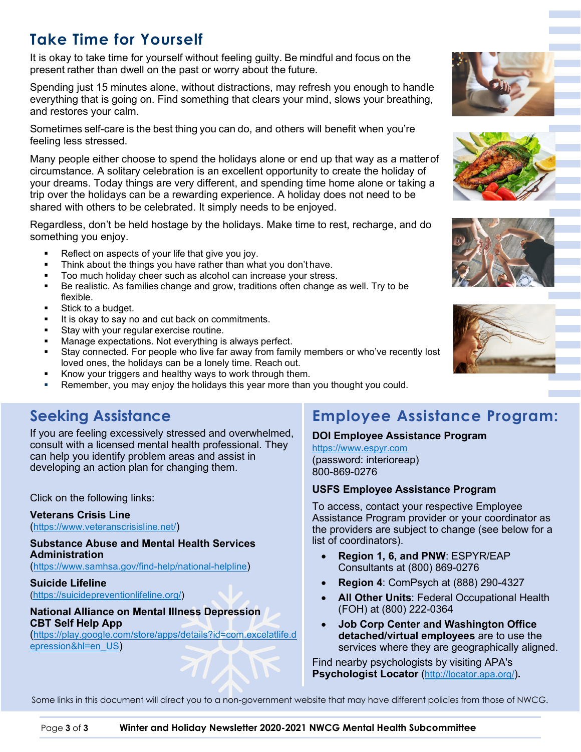## Take Time for Yourself

It is okay to take time for yourself without feeling guilty. Be mindful and focus on the present rather than dwell on the past or worry about the future.

Spending just 15 minutes alone, without distractions, may refresh you enough to handle everything that is going on. Find something that clears your mind, slows your breathing, and restores your calm.

Sometimes self-care is the best thing you can do, and others will benefit when you're feeling less stressed.

Many people either choose to spend the holidays alone or end up that way as a matter of circumstance. A solitary celebration is an excellent opportunity to create the holiday of your dreams. Today things are very different, and spending time home alone or taking a trip over the holidays can be a rewarding experience. A holiday does not need to be shared with others to be celebrated. It simply needs to be enjoyed.

Regardless, don't be held hostage by the holidays. Make time to rest, recharge, and do something you enjoy.

- Reflect on aspects of your life that give you joy.
- Think about the things you have rather than what you don't have.
- Too much holiday cheer such as alcohol can increase your stress.
- Be realistic. As families change and grow, traditions often change as well. Try to be flexible.
- Stick to a budget.
- It is okay to say no and cut back on commitments.
- Stay with your regular exercise routine.
- Manage expectations. Not everything is always perfect.
- Stay connected. For people who live far away from family members or who've recently lost loved ones, the holidays can be a lonely time. Reach out.
- Know your triggers and healthy ways to work through them.
- Remember, you may enjoy the holidays this year more than you thought you could.

## Seeking Assistance

If you are feeling excessively stressed and overwhelmed, consult with a licensed mental health professional. They can help you identify problem areas and assist in developing an action plan for changing them.

Click on the following links:

**Veterans Crisis Line**
(https://www.veteranscrisisline.net/)

**Substance Abuse and Mental Health Services Administration**
(https://www.samhsa.gov/find-help/national-helpline)

**Suicide Lifeline**
(https://suicidepreventionlifeline.org/)

**National Alliance on Mental Illness Depression CBT Self Help App**
(https://play.google.com/store/apps/details?id=com.excelatlife.depression&hl=en_US)

## Employee Assistance Program:

**DOI Employee Assistance Program**
https://www.espyr.com
(password: interioreap)
800-869-0276

**USFS Employee Assistance Program**

To access, contact your respective Employee Assistance Program provider or your coordinator as the providers are subject to change (see below for a list of coordinators).

- **Region 1, 6, and PNW**: ESPYR/EAP Consultants at (800) 869-0276
- **Region 4**: ComPsych at (888) 290-4327
- **All Other Units**: Federal Occupational Health (FOH) at (800) 222-0364
- **Job Corp Center and Washington Office detached/virtual employees** are to use the services where they are geographically aligned.

Find nearby psychologists by visiting APA's **Psychologist Locator** (http://locator.apa.org/).

Some links in this document will direct you to a non-government website that may have different policies from those of NWCG.